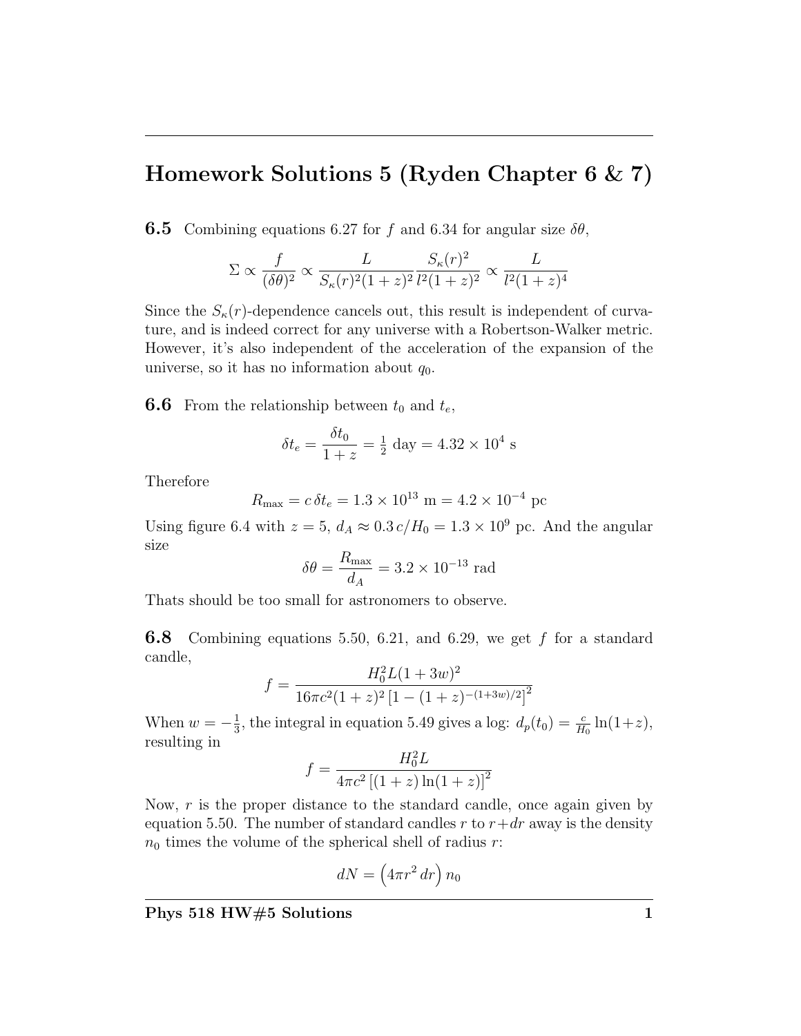# Homework Solutions 5 (Ryden Chapter 6 & 7)

**6.5** Combining equations 6.27 for $f$ and 6.34 for angular size $\delta\theta$,

$$\Sigma \propto \frac{f}{(\delta\theta)^2} \propto \frac{L}{S_\kappa(r)^2(1+z)^2}\frac{S_\kappa(r)^2}{l^2(1+z)^2} \propto \frac{L}{l^2(1+z)^4}$$

Since the $S_\kappa(r)$-dependence cancels out, this result is independent of curvature, and is indeed correct for any universe with a Robertson-Walker metric. However, it's also independent of the acceleration of the expansion of the universe, so it has no information about $q_0$.

**6.6** From the relationship between $t_0$ and $t_e$,

$$\delta t_e = \frac{\delta t_0}{1+z} = \tfrac{1}{2} \text{ day} = 4.32 \times 10^4 \text{ s}$$

Therefore

$$R_{\max} = c\,\delta t_e = 1.3 \times 10^{13} \text{ m} = 4.2 \times 10^{-4} \text{ pc}$$

Using figure 6.4 with $z = 5$, $d_A \approx 0.3\,c/H_0 = 1.3 \times 10^9$ pc. And the angular size

$$\delta\theta = \frac{R_{\max}}{d_A} = 3.2 \times 10^{-13} \text{ rad}$$

Thats should be too small for astronomers to observe.

**6.8** Combining equations 5.50, 6.21, and 6.29, we get $f$ for a standard candle,

$$f = \frac{H_0^2 L(1+3w)^2}{16\pi c^2 (1+z)^2 \left[1-(1+z)^{-(1+3w)/2}\right]^2}$$

When $w = -\frac{1}{3}$, the integral in equation 5.49 gives a log: $d_p(t_0) = \frac{c}{H_0}\ln(1+z)$, resulting in

$$f = \frac{H_0^2 L}{4\pi c^2 \left[(1+z)\ln(1+z)\right]^2}$$

Now, $r$ is the proper distance to the standard candle, once again given by equation 5.50. The number of standard candles $r$ to $r + dr$ away is the density $n_0$ times the volume of the spherical shell of radius $r$:

$$dN = \left(4\pi r^2\,dr\right) n_0$$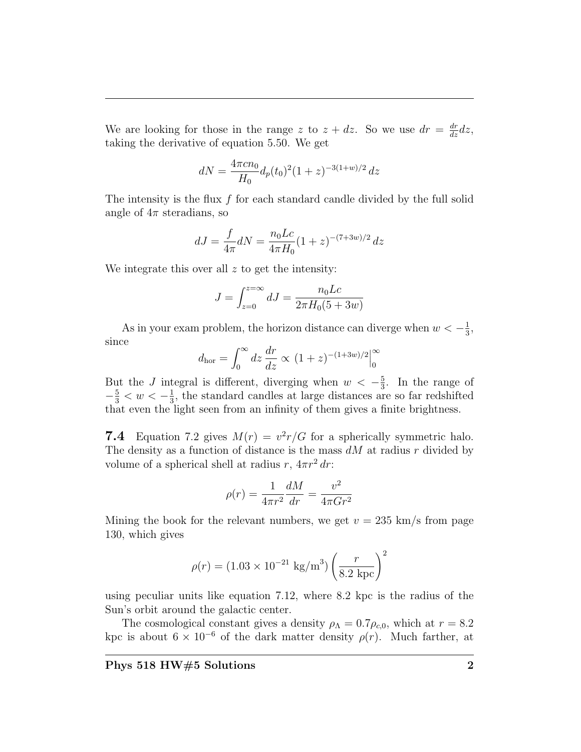We are looking for those in the range $z$ to $z + dz$. So we use $dr = \frac{dr}{dz}dz$, taking the derivative of equation 5.50. We get

$$dN = \frac{4\pi c n_0}{H_0} d_p(t_0)^2 (1+z)^{-3(1+w)/2}\, dz$$

The intensity is the flux $f$ for each standard candle divided by the full solid angle of $4\pi$ steradians, so

$$dJ = \frac{f}{4\pi} dN = \frac{n_0 L c}{4\pi H_0} (1+z)^{-(7+3w)/2}\, dz$$

We integrate this over all $z$ to get the intensity:

$$J = \int_{z=0}^{z=\infty} dJ = \frac{n_0 L c}{2\pi H_0 (5 + 3w)}$$

As in your exam problem, the horizon distance can diverge when $w < -\frac{1}{3}$, since

$$d_{\rm hor} = \int_0^\infty dz\, \frac{dr}{dz} \propto \left. (1+z)^{-(1+3w)/2} \right|_0^\infty$$

But the $J$ integral is different, diverging when $w < -\frac{5}{3}$. In the range of $-\frac{5}{3} < w < -\frac{1}{3}$, the standard candles at large distances are so far redshifted that even the light seen from an infinity of them gives a finite brightness.

**7.4** Equation 7.2 gives $M(r) = v^2 r/G$ for a spherically symmetric halo. The density as a function of distance is the mass $dM$ at radius $r$ divided by volume of a spherical shell at radius $r$, $4\pi r^2\, dr$:

$$\rho(r) = \frac{1}{4\pi r^2}\frac{dM}{dr} = \frac{v^2}{4\pi G r^2}$$

Mining the book for the relevant numbers, we get $v = 235$ km/s from page 130, which gives

$$\rho(r) = (1.03 \times 10^{-21}\ \text{kg/m}^3)\left(\frac{r}{8.2\ \text{kpc}}\right)^2$$

using peculiar units like equation 7.12, where 8.2 kpc is the radius of the Sun's orbit around the galactic center.

The cosmological constant gives a density $\rho_\Lambda = 0.7\rho_{c,0}$, which at $r = 8.2$ kpc is about $6 \times 10^{-6}$ of the dark matter density $\rho(r)$. Much farther, at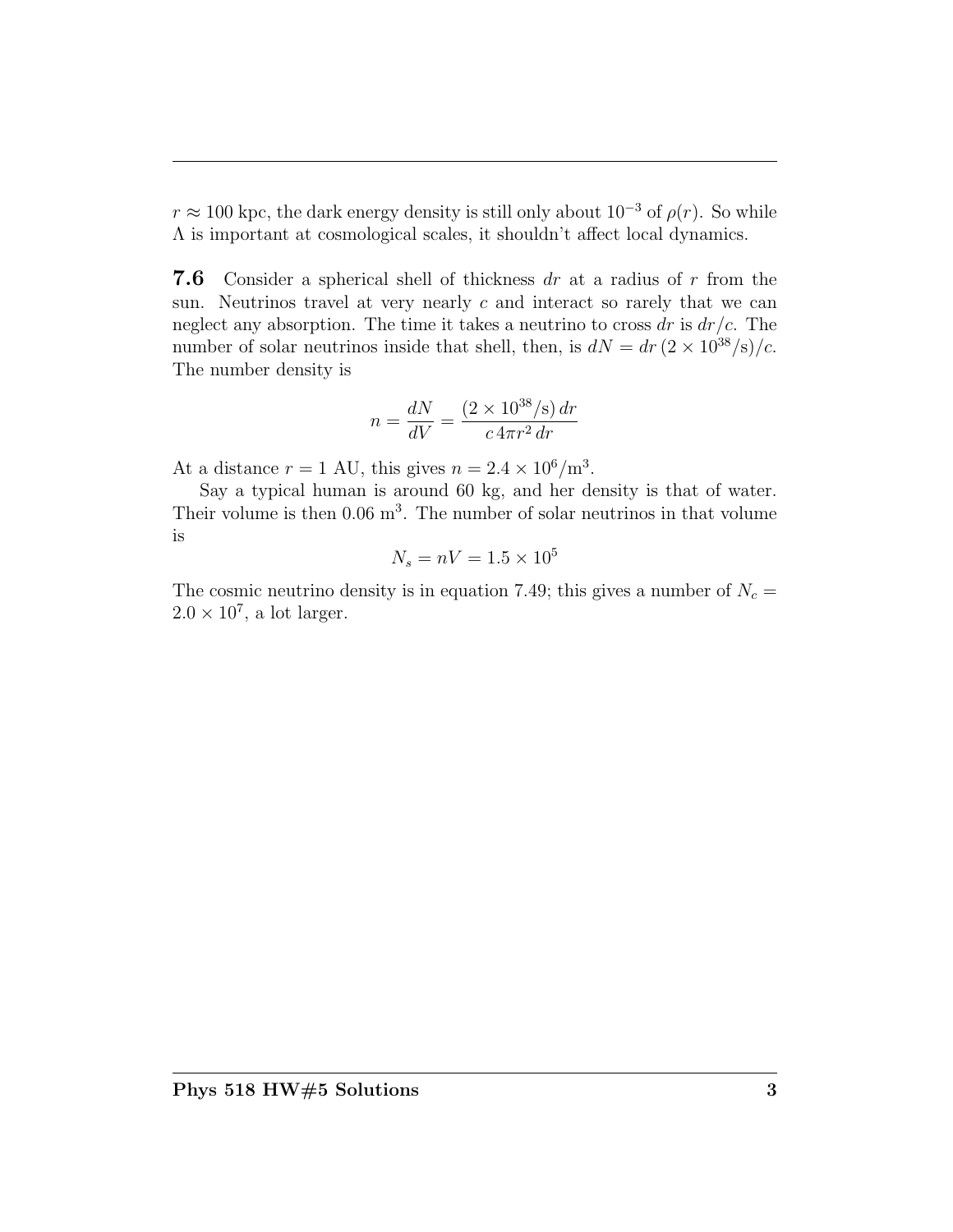$r \approx 100$ kpc, the dark energy density is still only about $10^{-3}$ of $\rho(r)$. So while $\Lambda$ is important at cosmological scales, it shouldn't affect local dynamics.

**7.6** Consider a spherical shell of thickness $dr$ at a radius of $r$ from the sun. Neutrinos travel at very nearly $c$ and interact so rarely that we can neglect any absorption. The time it takes a neutrino to cross $dr$ is $dr/c$. The number of solar neutrinos inside that shell, then, is $dN = dr\,(2 \times 10^{38}/\text{s})/c$. The number density is

$$n = \frac{dN}{dV} = \frac{(2 \times 10^{38}/\text{s})\,dr}{c\,4\pi r^2\,dr}$$

At a distance $r = 1$ AU, this gives $n = 2.4 \times 10^6/\text{m}^3$.

Say a typical human is around 60 kg, and her density is that of water. Their volume is then 0.06 $\text{m}^3$. The number of solar neutrinos in that volume is

$$N_s = nV = 1.5 \times 10^5$$

The cosmic neutrino density is in equation 7.49; this gives a number of $N_c = 2.0 \times 10^7$, a lot larger.